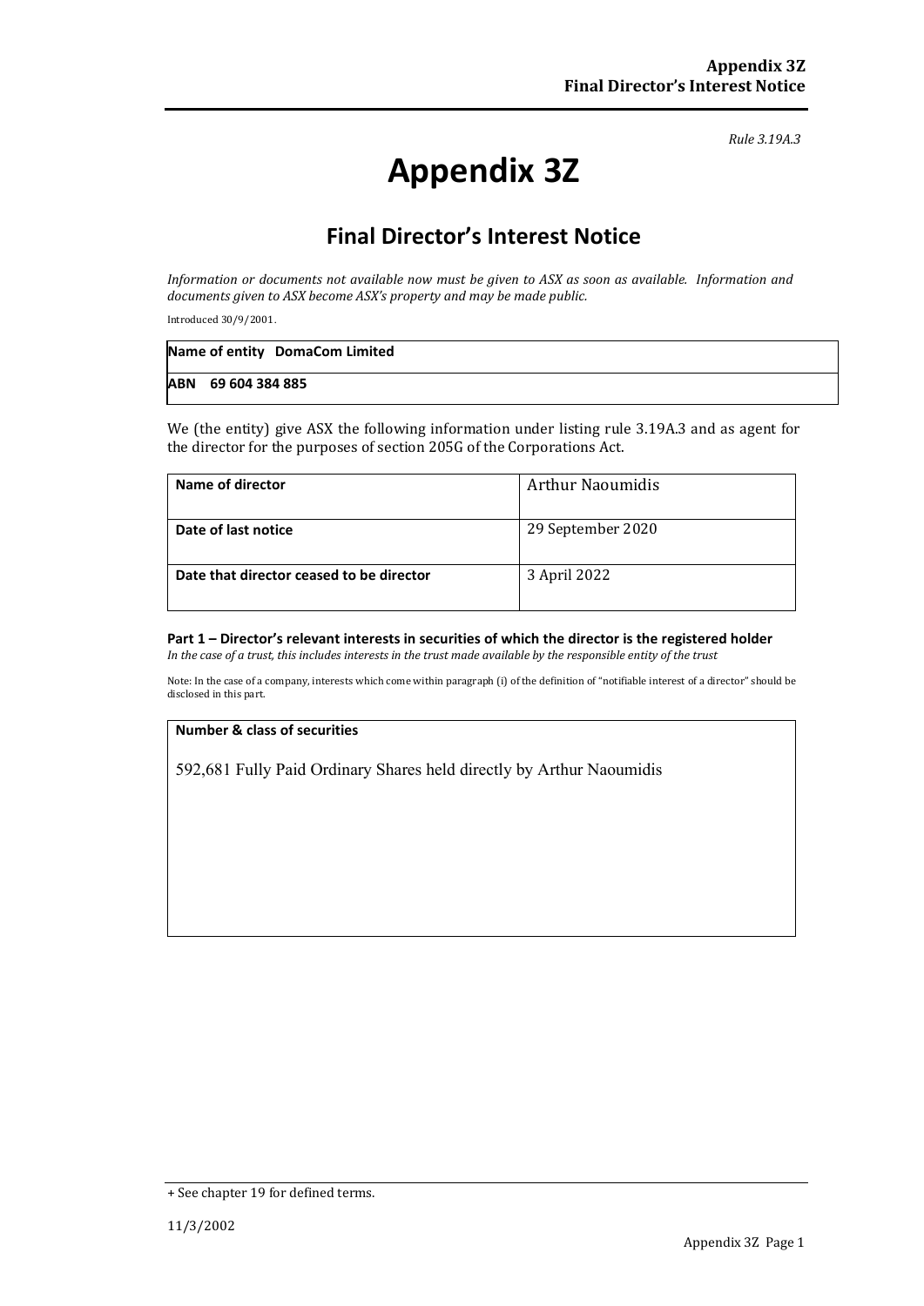*Rule 3.19A.3*

# Appendix 3Z

## Final Director's Interest Notice

*Information or documents not available now must be given to ASX as soon as available. Information and documents given to ASX become ASX's property and may be made public.*

Introduced 30/9/2001.

| **Name of entity DomaCom Limited** |
|---|
| **ABN 69 604 384 885** |

We (the entity) give ASX the following information under listing rule 3.19A.3 and as agent for the director for the purposes of section 205G of the Corporations Act.

| | |
|---|---|
| **Name of director** | Arthur Naoumidis |
| **Date of last notice** | 29 September 2020 |
| **Date that director ceased to be director** | 3 April 2022 |

**Part 1 – Director's relevant interests in securities of which the director is the registered holder**
*In the case of a trust, this includes interests in the trust made available by the responsible entity of the trust*

Note: In the case of a company, interests which come within paragraph (i) of the definition of "notifiable interest of a director" should be disclosed in this part.

| **Number & class of securities** |
|---|
| 592,681 Fully Paid Ordinary Shares held directly by Arthur Naoumidis |

+ See chapter 19 for defined terms.

11/3/2002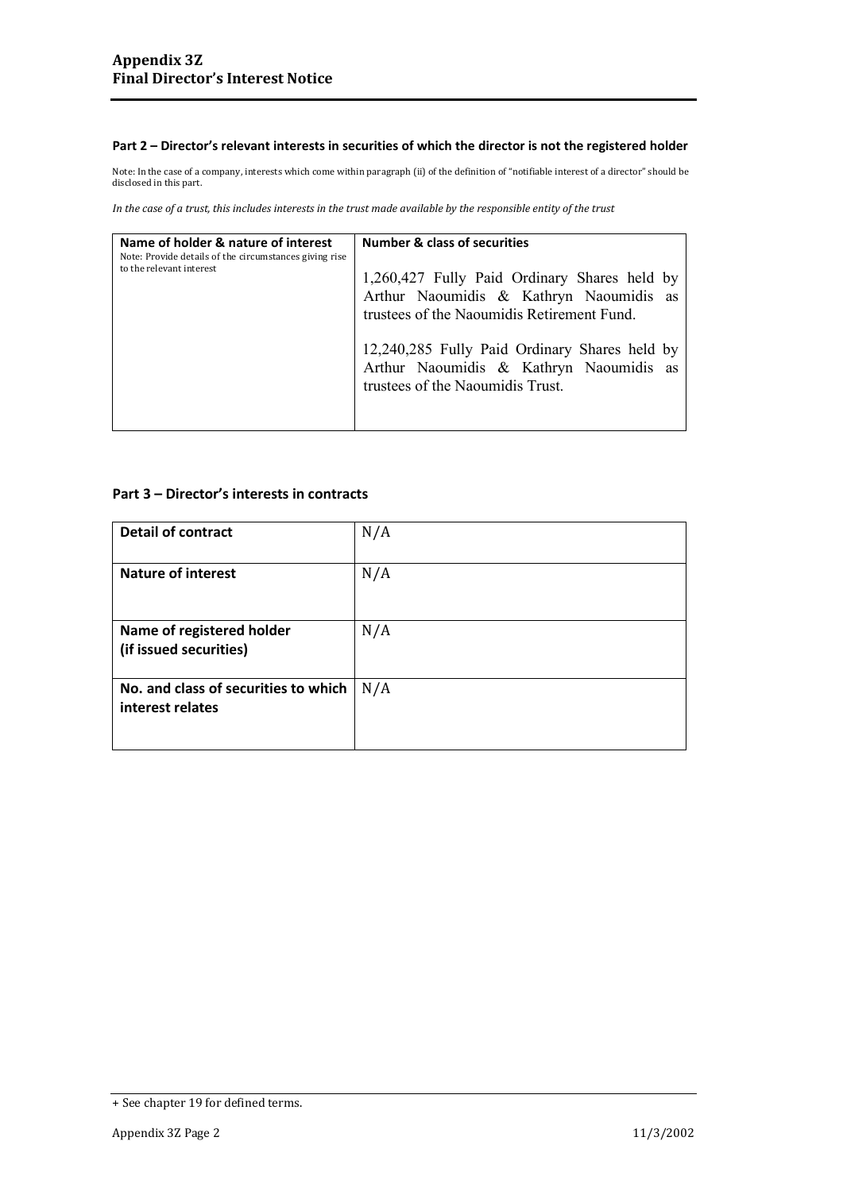## Part 2 – Director's relevant interests in securities of which the director is not the registered holder

Note: In the case of a company, interests which come within paragraph (ii) of the definition of "notifiable interest of a director" should be disclosed in this part.

*In the case of a trust, this includes interests in the trust made available by the responsible entity of the trust*

| **Name of holder & nature of interest**<br>Note: Provide details of the circumstances giving rise to the relevant interest | **Number & class of securities** |
|---|---|
| | 1,260,427 Fully Paid Ordinary Shares held by Arthur Naoumidis & Kathryn Naoumidis as trustees of the Naoumidis Retirement Fund.<br><br>12,240,285 Fully Paid Ordinary Shares held by Arthur Naoumidis & Kathryn Naoumidis as trustees of the Naoumidis Trust. |

## Part 3 – Director's interests in contracts

| | |
|---|---|
| **Detail of contract** | N/A |
| **Nature of interest** | N/A |
| **Name of registered holder (if issued securities)** | N/A |
| **No. and class of securities to which interest relates** | N/A |

+ See chapter 19 for defined terms.